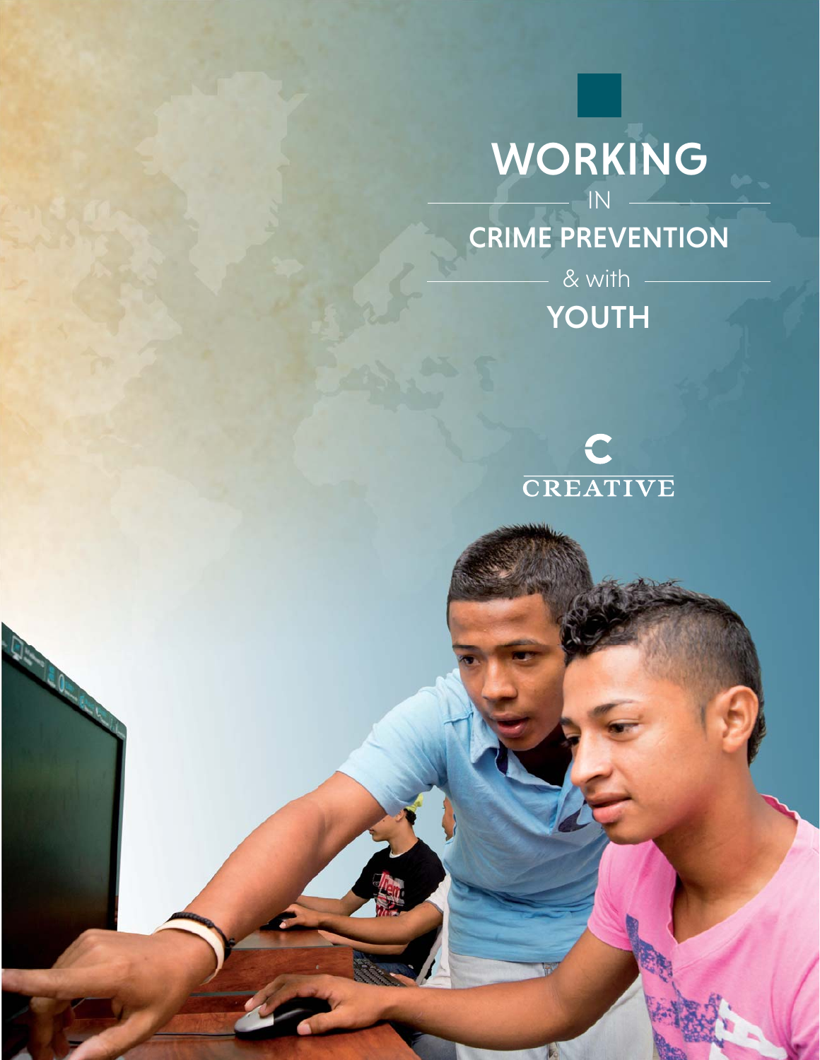# WORKING IN CRIME PREVENTION & with YOUTH

CREATIVE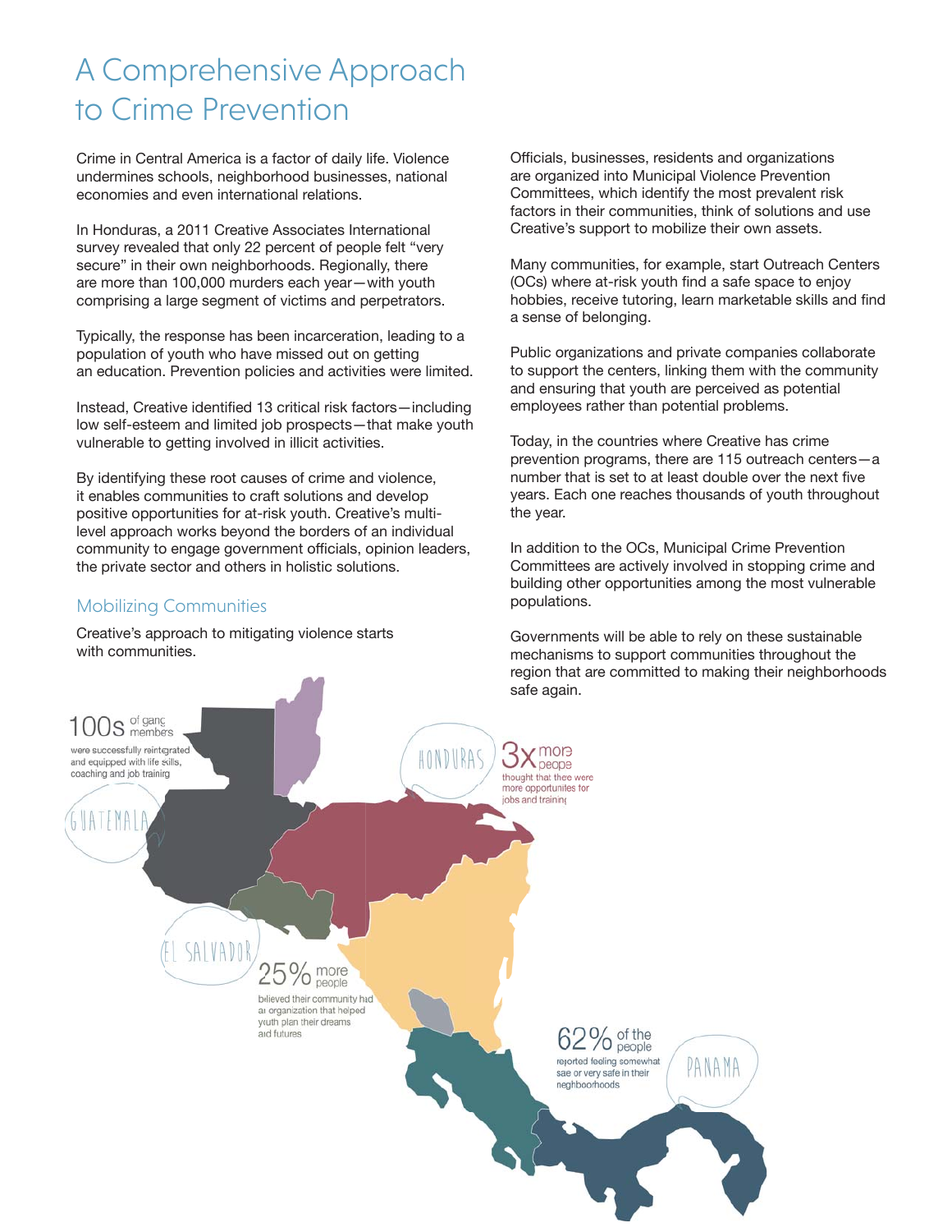# A Comprehensive Approach to Crime Prevention

Crime in Central America is a factor of daily life. Violence undermines schools, neighborhood businesses, national economies and even international relations.

In Honduras, a 2011 Creative Associates International survey revealed that only 22 percent of people felt "very secure" in their own neighborhoods. Regionally, there are more than 100,000 murders each year—with youth comprising a large segment of victims and perpetrators.

Typically, the response has been incarceration, leading to a population of youth who have missed out on getting an education. Prevention policies and activities were limited.

Instead, Creative identified 13 critical risk factors—including low self-esteem and limited job prospects—that make youth vulnerable to getting involved in illicit activities.

By identifying these root causes of crime and violence, it enables communities to craft solutions and develop positive opportunities for at-risk youth. Creative's multi-level approach works beyond the borders of an individual community to engage government officials, opinion leaders, the private sector and others in holistic solutions.

## Mobilizing Communities

Creative's approach to mitigating violence starts with communities.

Officials, businesses, residents and organizations are organized into Municipal Violence Prevention Committees, which identify the most prevalent risk factors in their communities, think of solutions and use Creative's support to mobilize their own assets.

Many communities, for example, start Outreach Centers (OCs) where at-risk youth find a safe space to enjoy hobbies, receive tutoring, learn marketable skills and find a sense of belonging.

Public organizations and private companies collaborate to support the centers, linking them with the community and ensuring that youth are perceived as potential employees rather than potential problems.

Today, in the countries where Creative has crime prevention programs, there are 115 outreach centers—a number that is set to at least double over the next five years. Each one reaches thousands of youth throughout the year.

In addition to the OCs, Municipal Crime Prevention Committees are actively involved in stopping crime and building other opportunities among the most vulnerable populations.

Governments will be able to rely on these sustainable mechanisms to support communities throughout the region that are committed to making their neighborhoods safe again.

**GUATEMALA** — 100s of gang members were successfully reintegrated and equipped with life skills, coaching and job training

**HONDURAS** — 3x more people thought that there were more opportunities for jobs and training

**EL SALVADOR** — 25% more people believed their community had an organization that helped youth plan their dreams and futures

**PANAMA** — 62% of the people reported feeling somewhat safe or very safe in their neighborhoods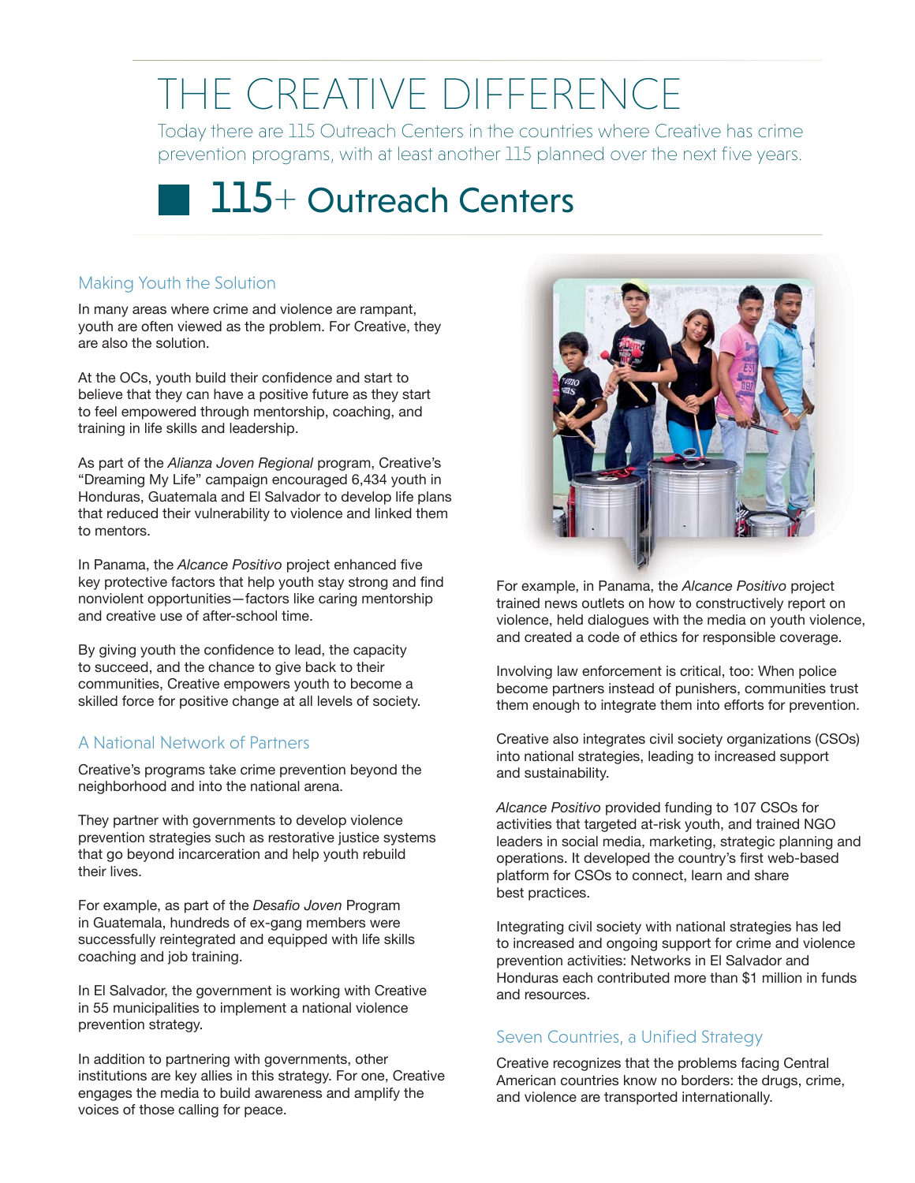# THE CREATIVE DIFFERENCE

Today there are 115 Outreach Centers in the countries where Creative has crime prevention programs, with at least another 115 planned over the next five years.

## 115+ Outreach Centers

### Making Youth the Solution

In many areas where crime and violence are rampant, youth are often viewed as the problem. For Creative, they are also the solution.

At the OCs, youth build their confidence and start to believe that they can have a positive future as they start to feel empowered through mentorship, coaching, and training in life skills and leadership.

As part of the *Alianza Joven Regional* program, Creative's "Dreaming My Life" campaign encouraged 6,434 youth in Honduras, Guatemala and El Salvador to develop life plans that reduced their vulnerability to violence and linked them to mentors.

In Panama, the *Alcance Positivo* project enhanced five key protective factors that help youth stay strong and find nonviolent opportunities—factors like caring mentorship and creative use of after-school time.

By giving youth the confidence to lead, the capacity to succeed, and the chance to give back to their communities, Creative empowers youth to become a skilled force for positive change at all levels of society.

### A National Network of Partners

Creative's programs take crime prevention beyond the neighborhood and into the national arena.

They partner with governments to develop violence prevention strategies such as restorative justice systems that go beyond incarceration and help youth rebuild their lives.

For example, as part of the *Desafio Joven* Program in Guatemala, hundreds of ex-gang members were successfully reintegrated and equipped with life skills coaching and job training.

In El Salvador, the government is working with Creative in 55 municipalities to implement a national violence prevention strategy.

In addition to partnering with governments, other institutions are key allies in this strategy. For one, Creative engages the media to build awareness and amplify the voices of those calling for peace.

For example, in Panama, the *Alcance Positivo* project trained news outlets on how to constructively report on violence, held dialogues with the media on youth violence, and created a code of ethics for responsible coverage.

Involving law enforcement is critical, too: When police become partners instead of punishers, communities trust them enough to integrate them into efforts for prevention.

Creative also integrates civil society organizations (CSOs) into national strategies, leading to increased support and sustainability.

*Alcance Positivo* provided funding to 107 CSOs for activities that targeted at-risk youth, and trained NGO leaders in social media, marketing, strategic planning and operations. It developed the country's first web-based platform for CSOs to connect, learn and share best practices.

Integrating civil society with national strategies has led to increased and ongoing support for crime and violence prevention activities: Networks in El Salvador and Honduras each contributed more than $1 million in funds and resources.

### Seven Countries, a Unified Strategy

Creative recognizes that the problems facing Central American countries know no borders: the drugs, crime, and violence are transported internationally.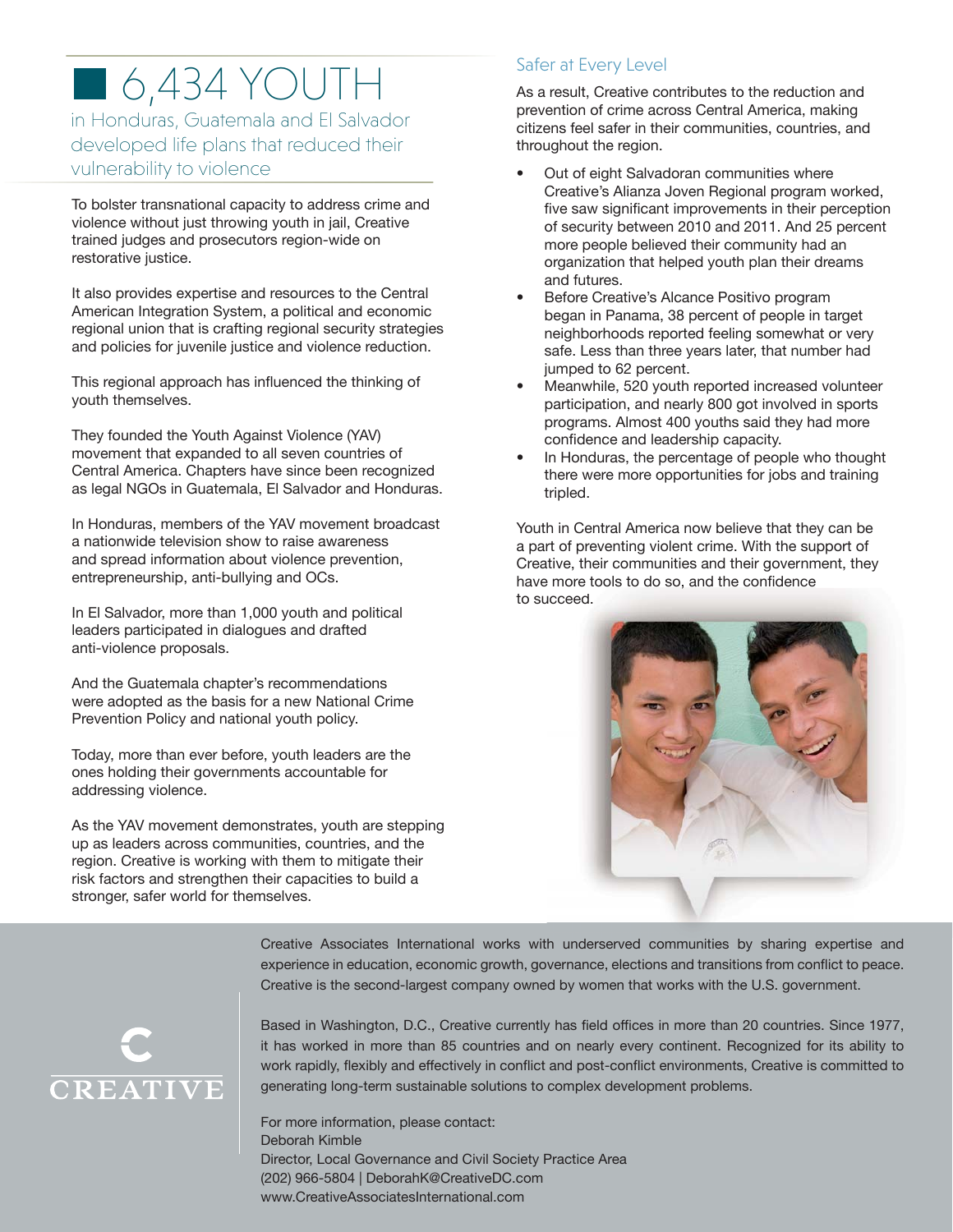# 6,434 YOUTH

## in Honduras, Guatemala and El Salvador developed life plans that reduced their vulnerability to violence

To bolster transnational capacity to address crime and violence without just throwing youth in jail, Creative trained judges and prosecutors region-wide on restorative justice.

It also provides expertise and resources to the Central American Integration System, a political and economic regional union that is crafting regional security strategies and policies for juvenile justice and violence reduction.

This regional approach has influenced the thinking of youth themselves.

They founded the Youth Against Violence (YAV) movement that expanded to all seven countries of Central America. Chapters have since been recognized as legal NGOs in Guatemala, El Salvador and Honduras.

In Honduras, members of the YAV movement broadcast a nationwide television show to raise awareness and spread information about violence prevention, entrepreneurship, anti-bullying and OCs.

In El Salvador, more than 1,000 youth and political leaders participated in dialogues and drafted anti-violence proposals.

And the Guatemala chapter's recommendations were adopted as the basis for a new National Crime Prevention Policy and national youth policy.

Today, more than ever before, youth leaders are the ones holding their governments accountable for addressing violence.

As the YAV movement demonstrates, youth are stepping up as leaders across communities, countries, and the region. Creative is working with them to mitigate their risk factors and strengthen their capacities to build a stronger, safer world for themselves.

## Safer at Every Level

As a result, Creative contributes to the reduction and prevention of crime across Central America, making citizens feel safer in their communities, countries, and throughout the region.

- Out of eight Salvadoran communities where Creative's Alianza Joven Regional program worked, five saw significant improvements in their perception of security between 2010 and 2011. And 25 percent more people believed their community had an organization that helped youth plan their dreams and futures.
- Before Creative's Alcance Positivo program began in Panama, 38 percent of people in target neighborhoods reported feeling somewhat or very safe. Less than three years later, that number had jumped to 62 percent.
- Meanwhile, 520 youth reported increased volunteer participation, and nearly 800 got involved in sports programs. Almost 400 youths said they had more confidence and leadership capacity.
- In Honduras, the percentage of people who thought there were more opportunities for jobs and training tripled.

Youth in Central America now believe that they can be a part of preventing violent crime. With the support of Creative, their communities and their government, they have more tools to do so, and the confidence to succeed.

CREATIVE

Creative Associates International works with underserved communities by sharing expertise and experience in education, economic growth, governance, elections and transitions from conflict to peace. Creative is the second-largest company owned by women that works with the U.S. government.

Based in Washington, D.C., Creative currently has field offices in more than 20 countries. Since 1977, it has worked in more than 85 countries and on nearly every continent. Recognized for its ability to work rapidly, flexibly and effectively in conflict and post-conflict environments, Creative is committed to generating long-term sustainable solutions to complex development problems.

For more information, please contact:
Deborah Kimble
Director, Local Governance and Civil Society Practice Area
(202) 966-5804 | DeborahK@CreativeDC.com
www.CreativeAssociatesInternational.com